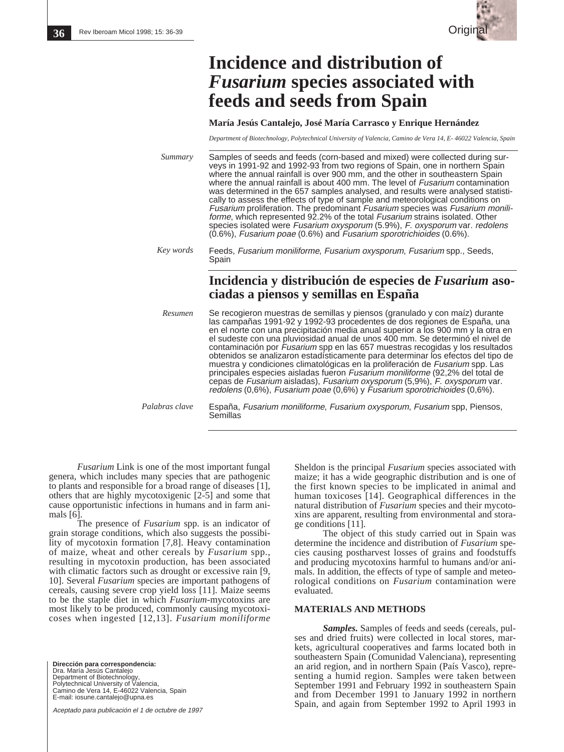# Incidence and distribution of *Fusarium* species associated with feeds and seeds from Spain

**María Jesús Cantalejo, José María Carrasco y Enrique Hernández**

*Department of Biotechnology, Polytechnical University of Valencia, Camino de Vera 14, E- 46022 Valencia, Spain*

*Summary*

Samples of seeds and feeds (corn-based and mixed) were collected during surveys in 1991-92 and 1992-93 from two regions of Spain, one in northern Spain where the annual rainfall is over 900 mm, and the other in southeastern Spain where the annual rainfall is about 400 mm. The level of *Fusarium* contamination was determined in the 657 samples analysed, and results were analysed statistically to assess the effects of type of sample and meteorological conditions on *Fusarium* proliferation. The predominant *Fusarium* species was *Fusarium moniliforme*, which represented 92.2% of the total *Fusarium* strains isolated. Other species isolated were *Fusarium oxysporum* (5.9%), *F. oxysporum* var. *redolens* (0.6%), *Fusarium poae* (0.6%) and *Fusarium sporotrichioides* (0.6%).

*Key words*

Feeds, *Fusarium moniliforme*, *Fusarium oxysporum*, *Fusarium* spp., Seeds, Spain

## Incidencia y distribución de especies de *Fusarium* asociadas a piensos y semillas en España

*Resumen*

Se recogieron muestras de semillas y piensos (granulado y con maíz) durante las campañas 1991-92 y 1992-93 procedentes de dos regiones de España, una en el norte con una precipitación media anual superior a los 900 mm y la otra en el sudeste con una pluviosidad anual de unos 400 mm. Se determinó el nivel de contaminación por *Fusarium* spp en las 657 muestras recogidas y los resultados obtenidos se analizaron estadísticamente para determinar los efectos del tipo de muestra y condiciones climatológicas en la proliferación de *Fusarium* spp. Las principales especies aisladas fueron *Fusarium moniliforme* (92,2% del total de cepas de *Fusarium* aisladas), *Fusarium oxysporum* (5,9%), *F. oxysporum* var. *redolens* (0,6%), *Fusarium poae* (0,6%) y *Fusarium sporotrichioides* (0,6%).

*Palabras clave*

España, *Fusarium moniliforme*, *Fusarium oxysporum*, *Fusarium* spp, Piensos, Semillas

*Fusarium* Link is one of the most important fungal genera, which includes many species that are pathogenic to plants and responsible for a broad range of diseases [1], others that are highly mycotoxigenic [2-5] and some that cause opportunistic infections in humans and in farm animals [6].

The presence of *Fusarium* spp. is an indicator of grain storage conditions, which also suggests the possibility of mycotoxin formation [7,8]. Heavy contamination of maize, wheat and other cereals by *Fusarium* spp., resulting in mycotoxin production, has been associated with climatic factors such as drought or excessive rain [9, 10]. Several *Fusarium* species are important pathogens of cereals, causing severe crop yield loss [11]. Maize seems to be the staple diet in which *Fusarium*-mycotoxins are most likely to be produced, commonly causing mycotoxicoses when ingested [12,13]. *Fusarium moniliforme* Sheldon is the principal *Fusarium* species associated with maize; it has a wide geographic distribution and is one of the first known species to be implicated in animal and human toxicoses [14]. Geographical differences in the natural distribution of *Fusarium* species and their mycotoxins are apparent, resulting from environmental and storage conditions [11].

The object of this study carried out in Spain was determine the incidence and distribution of *Fusarium* species causing postharvest losses of grains and foodstuffs and producing mycotoxins harmful to humans and/or animals. In addition, the effects of type of sample and meteorological conditions on *Fusarium* contamination were evaluated.

## MATERIALS AND METHODS

***Samples.*** Samples of feeds and seeds (cereals, pulses and dried fruits) were collected in local stores, markets, agricultural cooperatives and farms located both in southeastern Spain (Comunidad Valenciana), representing an arid region, and in northern Spain (País Vasco), representing a humid region. Samples were taken between September 1991 and February 1992 in southeastern Spain and from December 1991 to January 1992 in northern Spain, and again from September 1992 to April 1993 in

**Dirección para correspondencia:**
Dra. María Jesús Cantalejo
Department of Biotechnology,
Polytechnical University of Valencia,
Camino de Vera 14, E-46022 Valencia, Spain
E-mail: iosune.cantalejo@upna.es

*Aceptado para publicación el 1 de octubre de 1997*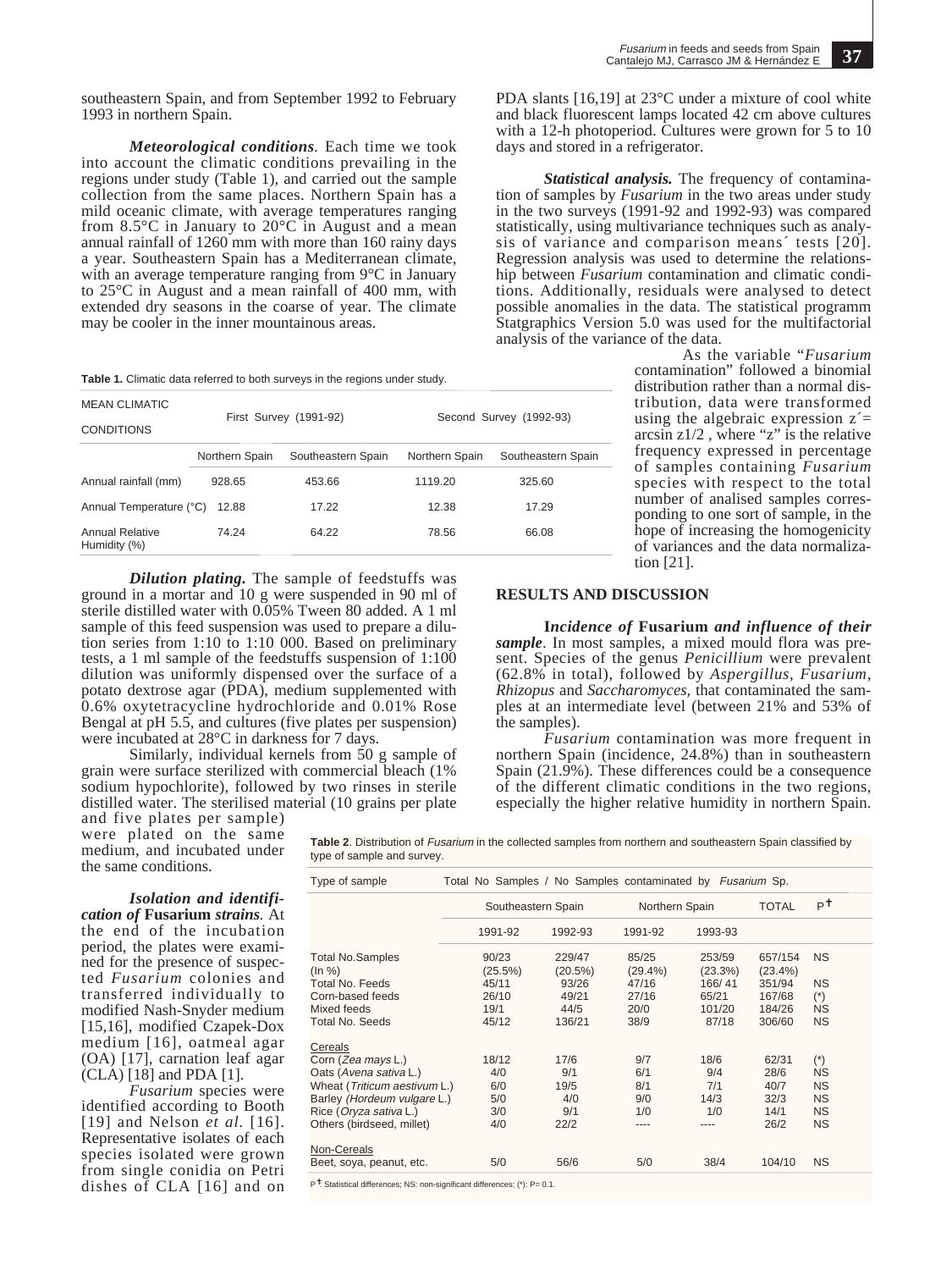southeastern Spain, and from September 1992 to February 1993 in northern Spain.

***Meteorological conditions***. Each time we took into account the climatic conditions prevailing in the regions under study (Table 1), and carried out the sample collection from the same places. Northern Spain has a mild oceanic climate, with average temperatures ranging from 8.5°C in January to 20°C in August and a mean annual rainfall of 1260 mm with more than 160 rainy days a year. Southeastern Spain has a Mediterranean climate, with an average temperature ranging from 9°C in January to 25°C in August and a mean rainfall of 400 mm, with extended dry seasons in the coarse of year. The climate may be cooler in the inner mountainous areas.

**Table 1.** Climatic data referred to both surveys in the regions under study.

| MEAN CLIMATIC CONDITIONS | First Survey (1991-92) | | Second Survey (1992-93) | |
|---|---|---|---|---|
| | Northern Spain | Southeastern Spain | Northern Spain | Southeastern Spain |
| Annual rainfall (mm) | 928.65 | 453.66 | 1119.20 | 325.60 |
| Annual Temperature (°C) | 12.88 | 17.22 | 12.38 | 17.29 |
| Annual Relative Humidity (%) | 74.24 | 64.22 | 78.56 | 66.08 |

***Dilution plating.*** The sample of feedstuffs was ground in a mortar and 10 g were suspended in 90 ml of sterile distilled water with 0.05% Tween 80 added. A 1 ml sample of this feed suspension was used to prepare a dilution series from 1:10 to 1:10 000. Based on preliminary tests, a 1 ml sample of the feedstuffs suspension of 1:100 dilution was uniformly dispensed over the surface of a potato dextrose agar (PDA), medium supplemented with 0.6% oxytetracycline hydrochloride and 0.01% Rose Bengal at pH 5.5, and cultures (five plates per suspension) were incubated at 28°C in darkness for 7 days.

Similarly, individual kernels from 50 g sample of grain were surface sterilized with commercial bleach (1% sodium hypochlorite), followed by two rinses in sterile distilled water. The sterilised material (10 grains per plate and five plates per sample) were plated on the same medium, and incubated under the same conditions.

***Isolation and identification of* Fusarium *strains***. At the end of the incubation period, the plates were examined for the presence of suspected *Fusarium* colonies and transferred individually to modified Nash-Snyder medium [15,16], modified Czapek-Dox medium [16], oatmeal agar (OA) [17], carnation leaf agar (CLA) [18] and PDA [1].

*Fusarium* species were identified according to Booth [19] and Nelson *et al*. [16]. Representative isolates of each species isolated were grown from single conidia on Petri dishes of CLA [16] and on PDA slants [16,19] at 23°C under a mixture of cool white and black fluorescent lamps located 42 cm above cultures with a 12-h photoperiod. Cultures were grown for 5 to 10 days and stored in a refrigerator.

***Statistical analysis.*** The frequency of contamination of samples by *Fusarium* in the two areas under study in the two surveys (1991-92 and 1992-93) was compared statistically, using multivariance techniques such as analysis of variance and comparison means´ tests [20]. Regression analysis was used to determine the relationship between *Fusarium* contamination and climatic conditions. Additionally, residuals were analysed to detect possible anomalies in the data. The statistical programm Statgraphics Version 5.0 was used for the multifactorial analysis of the variance of the data.

As the variable "*Fusarium* contamination" followed a binomial distribution rather than a normal distribution, data were transformed using the algebraic expression $z' = \arcsin z^{1/2}$, where "z" is the relative frequency expressed in percentage of samples containing *Fusarium* species with respect to the total number of analised samples corresponding to one sort of sample, in the hope of increasing the homogenicity of variances and the data normalization [21].

## RESULTS AND DISCUSSION

**I*ncidence of* Fusarium *and influence of their sample***. In most samples, a mixed mould flora was present. Species of the genus *Penicillium* were prevalent (62.8% in total), followed by *Aspergillus*, *Fusarium*, *Rhizopus* and *Saccharomyces,* that contaminated the samples at an intermediate level (between 21% and 53% of the samples).

*Fusarium* contamination was more frequent in northern Spain (incidence, 24.8%) than in southeastern Spain (21.9%). These differences could be a consequence of the different climatic conditions in the two regions, especially the higher relative humidity in northern Spain.

**Table 2**. Distribution of *Fusarium* in the collected samples from northern and southeastern Spain classified by type of sample and survey.

| Type of sample | Total No Samples / No Samples contaminated by *Fusarium* Sp. | | | | | |
|---|---|---|---|---|---|---|
| | Southeastern Spain | | Northern Spain | | TOTAL | P† |
| | 1991-92 | 1992-93 | 1991-92 | 1993-93 | | |
| Total No.Samples (In %) | 90/23 (25.5%) | 229/47 (20.5%) | 85/25 (29.4%) | 253/59 (23.3%) | 657/154 (23.4%) | NS |
| Total No. Feeds | 45/11 | 93/26 | 47/16 | 166/ 41 | 351/94 | NS |
| Corn-based feeds | 26/10 | 49/21 | 27/16 | 65/21 | 167/68 | (*) |
| Mixed feeds | 19/1 | 44/5 | 20/0 | 101/20 | 184/26 | NS |
| Total No. Seeds | 45/12 | 136/21 | 38/9 | 87/18 | 306/60 | NS |
| Cereals | | | | | | |
| Corn (*Zea mays* L.) | 18/12 | 17/6 | 9/7 | 18/6 | 62/31 | (*) |
| Oats (*Avena sativa* L.) | 4/0 | 9/1 | 6/1 | 9/4 | 28/6 | NS |
| Wheat (*Triticum aestivum* L.) | 6/0 | 19/5 | 8/1 | 7/1 | 40/7 | NS |
| Barley *(Hordeum vulgare* L.) | 5/0 | 4/0 | 9/0 | 14/3 | 32/3 | NS |
| Rice (*Oryza sativa* L.) | 3/0 | 9/1 | 1/0 | 1/0 | 14/1 | NS |
| Others (birdseed, millet) | 4/0 | 22/2 | ---- | ---- | 26/2 | NS |
| Non-Cereals | | | | | | |
| Beet, soya, peanut, etc. | 5/0 | 56/6 | 5/0 | 38/4 | 104/10 | NS |

P†: Statistical differences; NS: non-significant differences; (*): P= 0.1.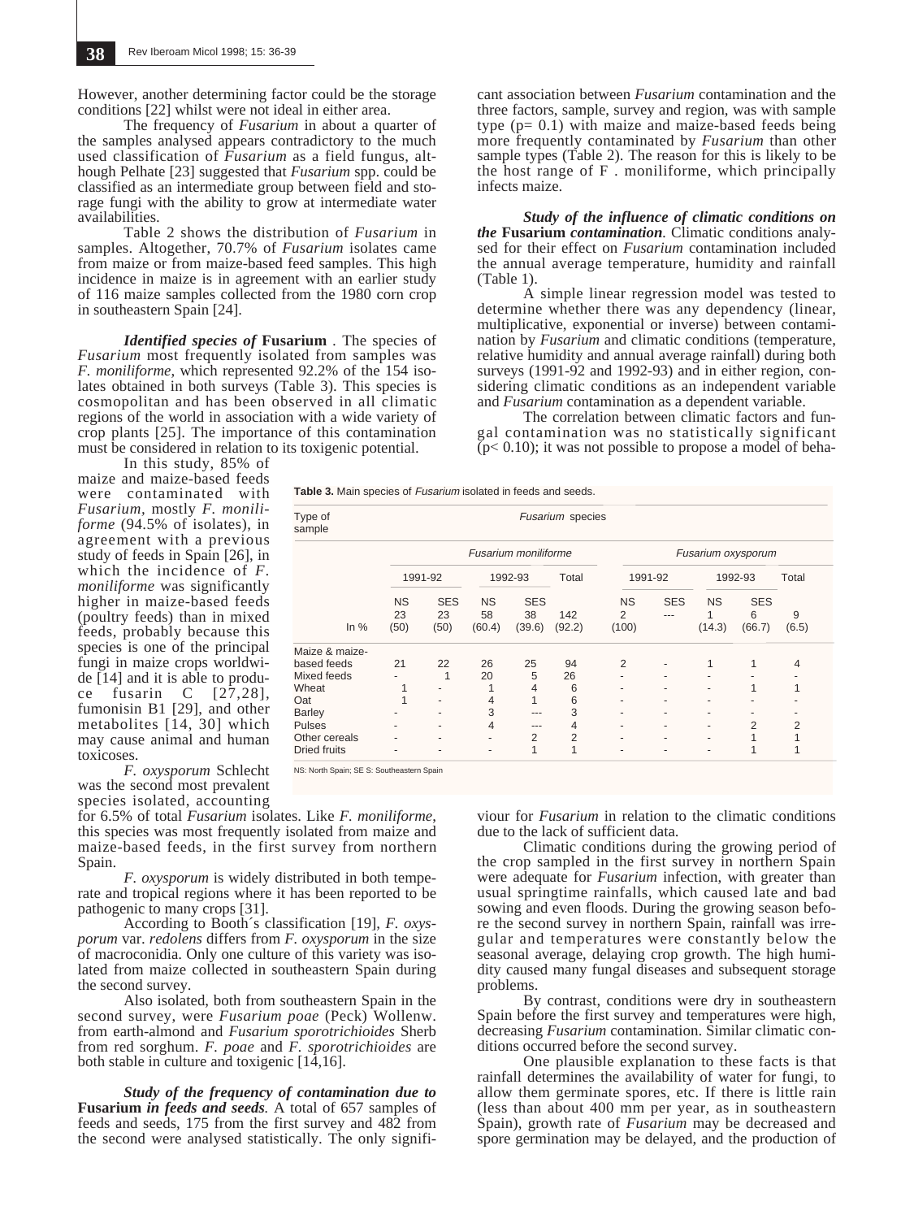However, another determining factor could be the storage conditions [22] whilst were not ideal in either area.

The frequency of *Fusarium* in about a quarter of the samples analysed appears contradictory to the much used classification of *Fusarium* as a field fungus, although Pelhate [23] suggested that *Fusarium* spp. could be classified as an intermediate group between field and storage fungi with the ability to grow at intermediate water availabilities.

Table 2 shows the distribution of *Fusarium* in samples. Altogether, 70.7% of *Fusarium* isolates came from maize or from maize-based feed samples. This high incidence in maize is in agreement with an earlier study of 116 maize samples collected from the 1980 corn crop in southeastern Spain [24].

***Identified species of* Fusarium**. The species of *Fusarium* most frequently isolated from samples was *F. moniliforme*, which represented 92.2% of the 154 isolates obtained in both surveys (Table 3). This species is cosmopolitan and has been observed in all climatic regions of the world in association with a wide variety of crop plants [25]. The importance of this contamination must be considered in relation to its toxigenic potential.

In this study, 85% of maize and maize-based feeds were contaminated with *Fusarium*, mostly *F. moniliforme* (94.5% of isolates), in agreement with a previous study of feeds in Spain [26], in which the incidence of *F. moniliforme* was significantly higher in maize-based feeds (poultry feeds) than in mixed feeds, probably because this species is one of the principal fungi in maize crops worldwide [14] and it is able to produce fusarin C [27,28], fumonisin B1 [29], and other metabolites [14, 30] which may cause animal and human toxicoses.

*F. oxysporum* Schlecht was the second most prevalent species isolated, accounting for 6.5% of total *Fusarium* isolates. Like *F. moniliforme*, this species was most frequently isolated from maize and maize-based feeds, in the first survey from northern Spain.

*F. oxysporum* is widely distributed in both temperate and tropical regions where it has been reported to be pathogenic to many crops [31].

According to Booth´s classification [19], *F. oxysporum* var. *redolens* differs from *F. oxysporum* in the size of macroconidia. Only one culture of this variety was isolated from maize collected in southeastern Spain during the second survey.

Also isolated, both from southeastern Spain in the second survey, were *Fusarium poae* (Peck) Wollenw. from earth-almond and *Fusarium sporotrichioides* Sherb from red sorghum. *F. poae* and *F. sporotrichioides* are both stable in culture and toxigenic [14,16].

***Study of the frequency of contamination due to* Fusarium *in feeds and seeds*.** A total of 657 samples of feeds and seeds, 175 from the first survey and 482 from the second were analysed statistically. The only significant association between *Fusarium* contamination and the three factors, sample, survey and region, was with sample type (p= 0.1) with maize and maize-based feeds being more frequently contaminated by *Fusarium* than other sample types (Table 2). The reason for this is likely to be the host range of F . moniliforme, which principally infects maize.

***Study of the influence of climatic conditions on the* Fusarium *contamination*.** Climatic conditions analysed for their effect on *Fusarium* contamination included the annual average temperature, humidity and rainfall (Table 1).

A simple linear regression model was tested to determine whether there was any dependency (linear, multiplicative, exponential or inverse) between contamination by *Fusarium* and climatic conditions (temperature, relative humidity and annual average rainfall) during both surveys (1991-92 and 1992-93) and in either region, considering climatic conditions as an independent variable and *Fusarium* contamination as a dependent variable.

The correlation between climatic factors and fungal contamination was no statistically significant ($p< 0.10$); it was not possible to propose a model of behaviour for *Fusarium* in relation to the climatic conditions due to the lack of sufficient data.

**Table 3.** Main species of *Fusarium* isolated in feeds and seeds.

| Type of sample | *Fusarium moniliforme* | | | | | *Fusarium oxysporum* | | | | |
|---|---|---|---|---|---|---|---|---|---|---|
| | 1991-92 | | 1992-93 | | Total | 1991-92 | | 1992-93 | | Total |
| | NS 23 | SES 23 | NS 58 | SES 38 | 142 | NS 2 | SES --- | NS 1 | SES 6 | 9 |
| In % | (50) | (50) | (60.4) | (39.6) | (92.2) | (100) | | (14.3) | (66.7) | (6.5) |
| Maize & maize-based feeds | 21 | 22 | 26 | 25 | 94 | 2 | - | 1 | 1 | 4 |
| Mixed feeds | - | 1 | 20 | 5 | 26 | - | - | - | - | - |
| Wheat | 1 | - | 1 | 4 | 6 | - | - | - | 1 | 1 |
| Oat | 1 | - | 4 | 1 | 6 | - | - | - | - | - |
| Barley | - | - | 3 | --- | 3 | - | - | - | - | - |
| Pulses | - | - | 4 | --- | 4 | - | - | - | 2 | 2 |
| Other cereals | - | - | - | 2 | 2 | - | - | - | 1 | 1 |
| Dried fruits | - | - | - | 1 | 1 | - | - | - | 1 | 1 |

NS: North Spain; SE S: Southeastern Spain

Climatic conditions during the growing period of the crop sampled in the first survey in northern Spain were adequate for *Fusarium* infection, with greater than usual springtime rainfalls, which caused late and bad sowing and even floods. During the growing season before the second survey in northern Spain, rainfall was irregular and temperatures were constantly below the seasonal average, delaying crop growth. The high humidity caused many fungal diseases and subsequent storage problems.

By contrast, conditions were dry in southeastern Spain before the first survey and temperatures were high, decreasing *Fusarium* contamination. Similar climatic conditions occurred before the second survey.

One plausible explanation to these facts is that rainfall determines the availability of water for fungi, to allow them germinate spores, etc. If there is little rain (less than about 400 mm per year, as in southeastern Spain), growth rate of *Fusarium* may be decreased and spore germination may be delayed, and the production of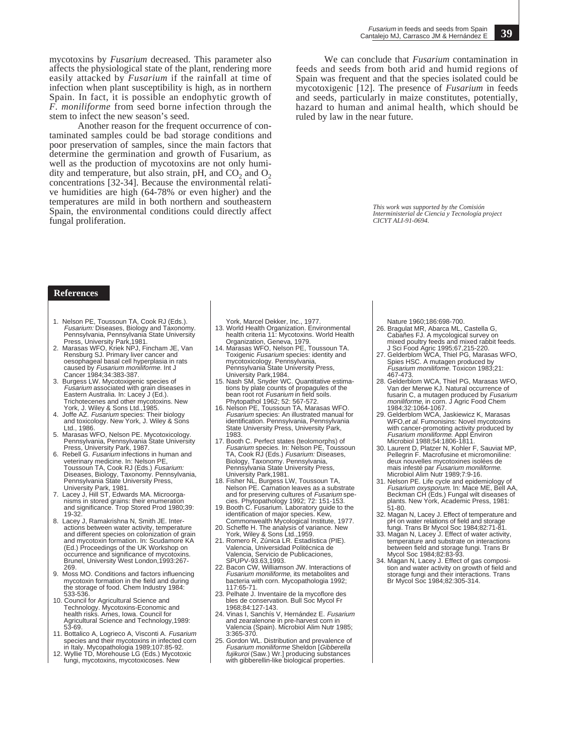mycotoxins by *Fusarium* decreased. This parameter also affects the physiological state of the plant, rendering more easily attacked by *Fusarium* if the rainfall at time of infection when plant susceptibility is high, as in northern Spain. In fact, it is possible an endophytic growth of *F. moniliforme* from seed borne infection through the stem to infect the new season's seed.

Another reason for the frequent occurrence of contaminated samples could be bad storage conditions and poor preservation of samples, since the main factors that determine the germination and growth of Fusarium, as well as the production of mycotoxins are not only humidity and temperature, but also strain, pH, and $CO_2$ and $O_2$ concentrations [32-34]. Because the environmental relative humidities are high (64-78% or even higher) and the temperatures are mild in both northern and southeastern Spain, the environmental conditions could directly affect fungal proliferation.

We can conclude that *Fusarium* contamination in feeds and seeds from both arid and humid regions of Spain was frequent and that the species isolated could be mycotoxigenic [12]. The presence of *Fusarium* in feeds and seeds, particularly in maize constitutes, potentially, hazard to human and animal health, which should be ruled by law in the near future.

*This work was supported by the Comisión Interministerial de Ciencia y Tecnología project CICYT ALI-91-0694.*

## References

1. Nelson PE, Toussoun TA, Cook RJ (Eds.). *Fusarium:* Diseases, Biology and Taxonomy. Pennsylvania, Pennsylvania State University Press, University Park,1981.
2. Marasas WFO, Kriek NPJ, Fincham JE, Van Rensburg SJ. Primary liver cancer and oesophageal basal cell hyperplasia in rats caused by *Fusarium moniliforme.* Int J Cancer 1984;34:383-387.
3. Burgess LW. Mycotoxigenic species of *Fusarium* associated with grain diseases in Eastern Australia. In: Lacey J (Ed.). Trichotecenes and other mycotoxins. New York, J. Wiley & Sons Ltd.,1985.
4. Joffe AZ. *Fusarium* species: Their biology and toxicology. New York, J. Wiley & Sons Ltd., 1986.
5. Marasas WFO, Nelson PE. Mycotoxicology. Pennsylvania, Pennsylvania State University Press, University Park, 1987.
6. Rebell G. *Fusarium* infections in human and veterinary medicine. In: Nelson PE, Toussoun TA, Cook RJ (Eds.) *Fusarium:* Diseases, Biology, Taxonomy. Pennsylvania, Pennsylvania State University Press, University Park, 1981.
7. Lacey J, Hill ST, Edwards MA. Microorganisms in stored grains: their enumeration and significance. Trop Stored Prod 1980;39: 19-32.
8. Lacey J, Ramakrishna N, Smith JE. Interactions between water activity, temperature and different species on colonization of grain and mycotoxin formation. In: Scudamore KA (Ed.) Proceedings of the UK Workshop on occurrence and significance of mycotoxins. Brunel, University West London,1993:267-269.
9. Moss MO. Conditions and factors influencing mycotoxin formation in the field and during the storage of food. Chem Industry 1984: 533-536.
10. Council for Agricultural Science and Technology. Mycotoxins-Economic and health risks. Ames, Iowa. Council for Agricultural Science and Technology,1989: 53-69.
11. Bottalico A, Logrieco A, Visconti A. *Fusarium* species and their mycotoxins in infected corn in Italy. Mycopathologia 1989;107:85-92.
12. Wyllie TD, Morehouse LG (Eds.) Mycotoxic fungi, mycotoxins, mycotoxicoses. New York, Marcel Dekker, Inc., 1977.
13. World Health Organization. Environmental health criteria 11: Mycotoxins. World Health Organization, Geneva, 1979.
14. Marasas WFO, Nelson PE, Toussoun TA. Toxigenic *Fusarium* species: identity and mycotoxicology. Pennsylvania, Pennsylvania State University Press, University Park,1984.
15. Nash SM, Snyder WC. Quantitative estimations by plate counts of propagules of the bean root rot *Fusarium* in field soils. Phytopathol 1962; 52: 567-572.
16. Nelson PE, Toussoun TA, Marasas WFO. *Fusarium* species: An illustrated manual for identification. Pennsylvania, Pennsylvania State University Press, University Park, 1983.
17. Booth C. Perfect states (teolomorphs) of *Fusarium* species. In: Nelson PE, Toussoun TA, Cook RJ (Eds.) *Fusarium:* Diseases, Biology, Taxonomy. Pennsylvania, Pennsylvania State University Press, University Park,1981.
18. Fisher NL, Burgess LW, Toussoun TA, Nelson PE. Carnation leaves as a substrate and for preserving cultures of *Fusarium* species. Phytopathology 1992; 72: 151-153.
19. Booth C. Fusarium. Laboratory guide to the identification of major species. Kew, Commonwealth Mycological Institute, 1977.
20. Scheffe H. The analysis of variance. New York, Wiley & Sons Ltd.,1959.
21. Romero R, Zúnica LR. Estadística (PIE). Valencia, Universidad Politécnica de Valencia, Servicio de Publicaciones, SPUPV-93.63,1993.
22. Bacon CW, Williamson JW. Interactions of *Fusarium moniliforme*, its metabolites and bacteria with corn. Mycopathologia 1992; 117:65-71.
23. Pelhate J. Inventaire de la mycoflore des bles de conservation. Bull Soc Mycol Fr 1968;84:127-143.
24. Vinas I, Sanchís V, Hernández E. *Fusarium* and zearalenone in pre-harvest corn in Valencia (Spain). Microbiol Alim Nutr 1985; 3:365-370.
25. Gordon WL. Distribution and prevalence of *Fusarium moniliforme* Sheldon [*Gibberella fujikuroi* (Saw.) Wr.] producing substances with gibberellin-like biological properties. Nature 1960;186:698-700.
26. Bragulat MR, Abarca ML, Castella G, Cabañes FJ. A mycological survey on mixed poultry feeds and mixed rabbit feeds. J Sci Food Agric 1995;67,215-220.
27. Gelderblom WCA, Thiel PG, Marasas WFO, Spies HSC. A mutagen produced by *Fusarium monilifome.* Toxicon 1983;21: 467-473.
28. Gelderblom WCA, Thiel PG, Marasas WFO, Van der Merwe KJ. Natural occurrence of fusarin C, a mutagen produced by *Fusarium moniliforme,* in corn. J Agric Food Chem 1984;32:1064-1067.
29. Gelderblom WCA, Jaskiewicz K, Marasas WFO,*et al.* Fumonisins: Novel mycotoxins with cancer-promoting activity produced by *Fusarium moniliforme.* Appl Environ Microbiol 1988;54:1806-1811.
30. Laurent D, Platzer N, Kohler F, Sauviat MP, Pellegrin F. Macrofusine et micromoniline: deux nouvelles mycotoxines isolées de mais infesté par *Fusarium moniliforme.* Microbiol Alim Nutr 1989;7:9-16.
31. Nelson PE. Life cycle and epidemiology of *Fusarium oxysporum.* In: Mace ME, Bell AA, Beckman CH (Eds.) Fungal wilt diseases of plants. New York, Academic Press, 1981: 51-80.
32. Magan N, Lacey J. Effect of temperature and pH on water relations of field and storage fungi. Trans Br Mycol Soc 1984;82:71-81.
33. Magan N, Lacey J. Effect of water activity, temperature and substrate on interactions between field and storage fungi. Trans Br Mycol Soc 1984;82:83-93.
34. Magan N, Lacey J. Effect of gas composition and water activity on growth of field and storage fungi and their interactions. Trans Br Mycol Soc 1984;82:305-314.